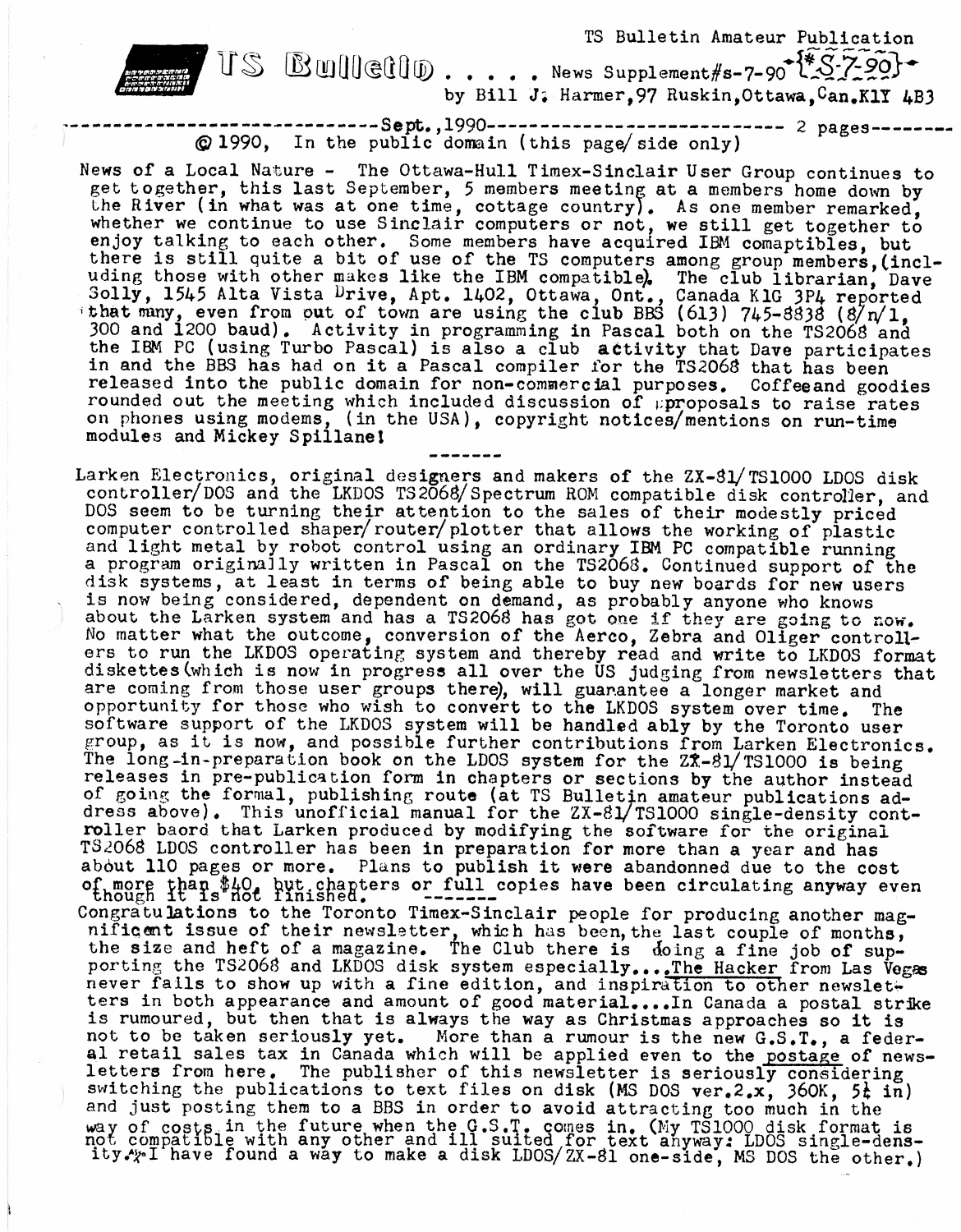TS Bulletin Amateur Publication

# TS Bulletin . . . . . News Supplement#s-7-90 {*S-7-90}

by Bill J. Harmer, 97 Ruskin, Ottawa, Can. K1Y 4B3

------------------------------Sept., 1990------------------------------ 2 pages--------

© 1990, In the public domain (this page/side only)

News of a Local Nature - The Ottawa-Hull Timex-Sinclair User Group continues to get together, this last September, 5 members meeting at a members home down by the River (in what was at one time, cottage country). As one member remarked, whether we continue to use Sinclair computers or not, we still get together to enjoy talking to each other. Some members have acquired IBM comaptibles, but there is still quite a bit of use of the TS computers among group members, (including those with other makes like the IBM compatible). The club librarian, Dave Solly, 1545 Alta Vista Drive, Apt. 1402, Ottawa, Ont., Canada K1G 3P4 reported that many, even from out of town are using the club BBS (613) 745-8838 (8/n/1, 300 and 1200 baud). Activity in programming in Pascal both on the TS2068 and the IBM PC (using Turbo Pascal) is also a club activity that Dave participates in and the BBS has had on it a Pascal compiler for the TS2068 that has been released into the public domain for non-commercial purposes. Coffeeand goodies rounded out the meeting which included discussion of pproposals to raise rates on phones using modems, (in the USA), copyright notices/mentions on run-time modules and Mickey Spillane!

-------

Larken Electronics, original designers and makers of the ZX-81/TS1000 LDOS disk controller/DOS and the LKDOS TS2068/Spectrum ROM compatible disk controller, and DOS seem to be turning their attention to the sales of their modestly priced computer controlled shaper/router/plotter that allows the working of plastic and light metal by robot control using an ordinary IBM PC compatible running a program originally written in Pascal on the TS2068. Continued support of the disk systems, at least in terms of being able to buy new boards for new users is now being considered, dependent on demand, as probably anyone who knows about the Larken system and has a TS2068 has got one if they are going to now. No matter what the outcome, conversion of the Aerco, Zebra and Oliger controllers to run the LKDOS operating system and thereby read and write to LKDOS format diskettes(which is now in progress all over the US judging from newsletters that are coming from those user groups there), will guarantee a longer market and opportunity for those who wish to convert to the LKDOS system over time. The software support of the LKDOS system will be handled ably by the Toronto user group, as it is now, and possible further contributions from Larken Electronics. The long-in-preparation book on the LDOS system for the ZX-81/TS1000 is being releases in pre-publication form in chapters or sections by the author instead of going the formal, publishing route (at TS Bulletin amateur publications address above). This unofficial manual for the ZX-81/TS1000 single-density controller baord that Larken produced by modifying the software for the original TS2068 LDOS controller has been in preparation for more than a year and has about 110 pages or more. Plans to publish it were abandonned due to the cost of more than $40, but chapters or full copies have been circulating anyway even though it is not finished.

-------

Congratulations to the Toronto Timex-Sinclair people for producing another magnificent issue of their newsletter, which has been, the last couple of months, the size and heft of a magazine. The Club there is doing a fine job of supporting the TS2068 and LKDOS disk system especially....The Hacker from Las Vegas never fails to show up with a fine edition, and inspiration to other newsletters in both appearance and amount of good material....In Canada a postal strike is rumoured, but then that is always the way as Christmas approaches so it is not to be taken seriously yet. More than a rumour is the new G.S.T., a federal retail sales tax in Canada which will be applied even to the postage of newsletters from here. The publisher of this newsletter is seriously considering switching the publications to text files on disk (MS DOS ver.2.x, 360K, 5¼ in) and just posting them to a BBS in order to avoid attracting too much in the way of costs in the future when the G.S.T. comes in. (My TS1000 disk format is not compatible with any other and ill suited for text anyway: LDOS single-density. I have found a way to make a disk LDOS/ZX-81 one-side, MS DOS the other.)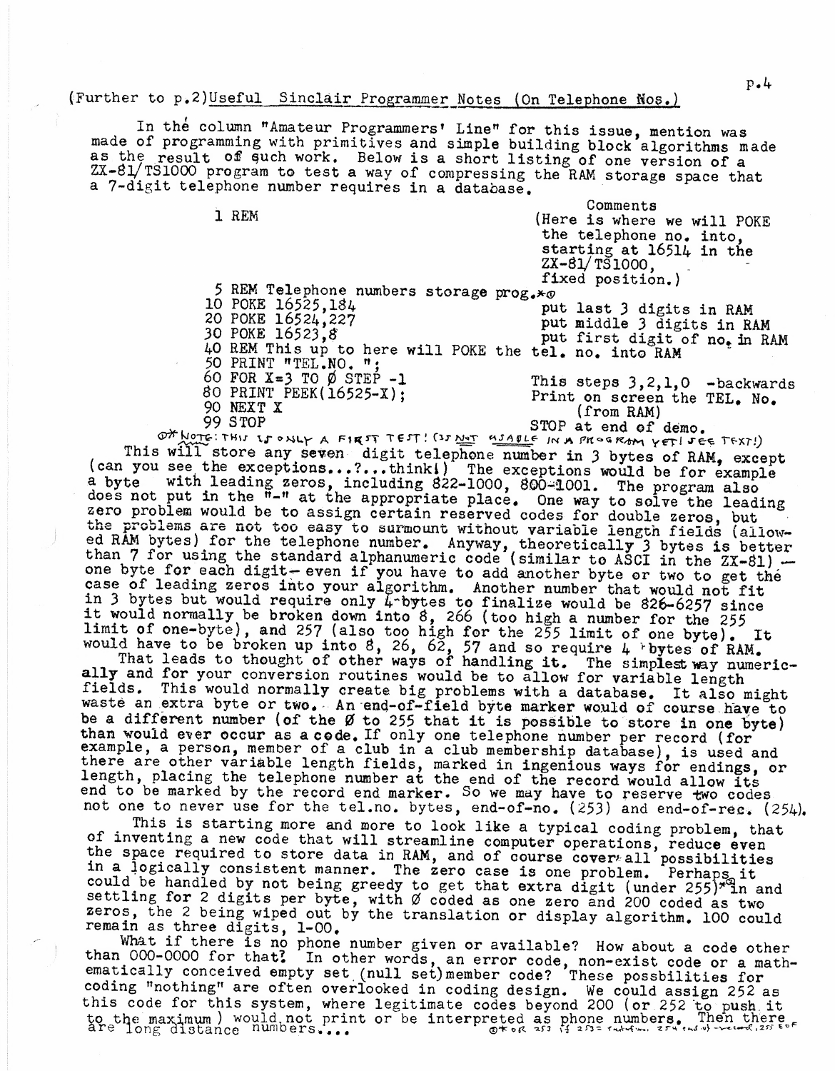(Further to p.2)Useful Sinclair Programmer Notes (On Telephone Nos.)

In the column "Amateur Programmers' Line" for this issue, mention was made of programming with primitives and simple building block algorithms made as the result of such work. Below is a short listing of one version of a ZX-81/TS1000 program to test a way of compressing the RAM storage space that a 7-digit telephone number requires in a database.

```
                                                  Comments
 1 REM                                            (Here is where we will POKE
                                                   the telephone no. into,
                                                   starting at 16514 in the
                                                   ZX-81/TS1000,
                                                   fixed position.)
 5 REM Telephone numbers storage prog.*Ø
10 POKE 16525,184                                 put last 3 digits in RAM
20 POKE 16524,227                                 put middle 3 digits in RAM
30 POKE 16523,8                                   put first digit of no. in RAM
40 REM This up to here will POKE the tel. no. into RAM
50 PRINT "TEL.NO. ";
60 FOR X=3 TO Ø STEP -1                           This steps 3,2,1,0 -backwards
80 PRINT PEEK(16525-X);                           Print on screen the TEL. No.
90 NEXT X                                              (from RAM)
99 STOP                                           STOP at end of demo.
```

Ø* NOTE: THIS IS ONLY A FIRST TEST! (IS NOT USABLE IN A PROGRAM YET! SEE TEXT!)

This will store any seven digit telephone number in 3 bytes of RAM, except (can you see the exceptions...?...think!) The exceptions would be for example a byte with leading zeros, including 822-1000, 800-1001. The program also does not put in the "-" at the appropriate place. One way to solve the leading zero problem would be to assign certain reserved codes for double zeros, but the problems are not too easy to surmount without variable length fields (allowed RAM bytes) for the telephone number. Anyway, theoretically 3 bytes is better than 7 for using the standard alphanumeric code (similar to ASCI in the ZX-81) — one byte for each digit— even if you have to add another byte or two to get the case of leading zeros into your algorithm. Another number that would not fit in 3 bytes but would require only 4 bytes to finalize would be 826-6257 since it would normally be broken down into 8, 266 (too high a number for the 255 limit of one-byte), and 257 (also too high for the 255 limit of one byte). It would have to be broken up into 8, 26, 62, 57 and so require 4 bytes of RAM.

That leads to thought of other ways of handling it. The simplest way numerically and for your conversion routines would be to allow for variable length fields. This would normally create big problems with a database. It also might waste an extra byte or two. An end-of-field byte marker would of course have to be a different number (of the Ø to 255 that it is possible to store in one byte) than would ever occur as a code. If only one telephone number per record (for example, a person, member of a club in a club membership database), is used and there are other variable length fields, marked in ingenious ways for endings, or length, placing the telephone number at the end of the record would allow its end to be marked by the record end marker. So we may have to reserve two codes not one to never use for the tel.no. bytes, end-of-no. (253) and end-of-rec. (254).

This is starting more and more to look like a typical coding problem, that of inventing a new code that will streamline computer operations, reduce even the space required to store data in RAM, and of course cover all possibilities in a logically consistent manner. The zero case is one problem. Perhaps it could be handled by not being greedy to get that extra digit (under 255)*Ø in and settling for 2 digits per byte, with Ø coded as one zero and 200 coded as two zeros, the 2 being wiped out by the translation or display algorithm. 100 could remain as three digits, 1-00.

What if there is no phone number given or available? How about a code other than 000-0000 for that? In other words, an error code, non-exist code or a mathematically conceived empty set (null set) member code? These possbilities for coding "nothing" are often overlooked in coding design. We could assign 252 as this code for this system, where legitimate codes beyond 200 (or 252 to push it to the maximum) would not print or be interpreted as phone numbers. Then there are long distance numbers....

Ø* OR 253 IF 253 = ... 254 END OF ... 255 EOF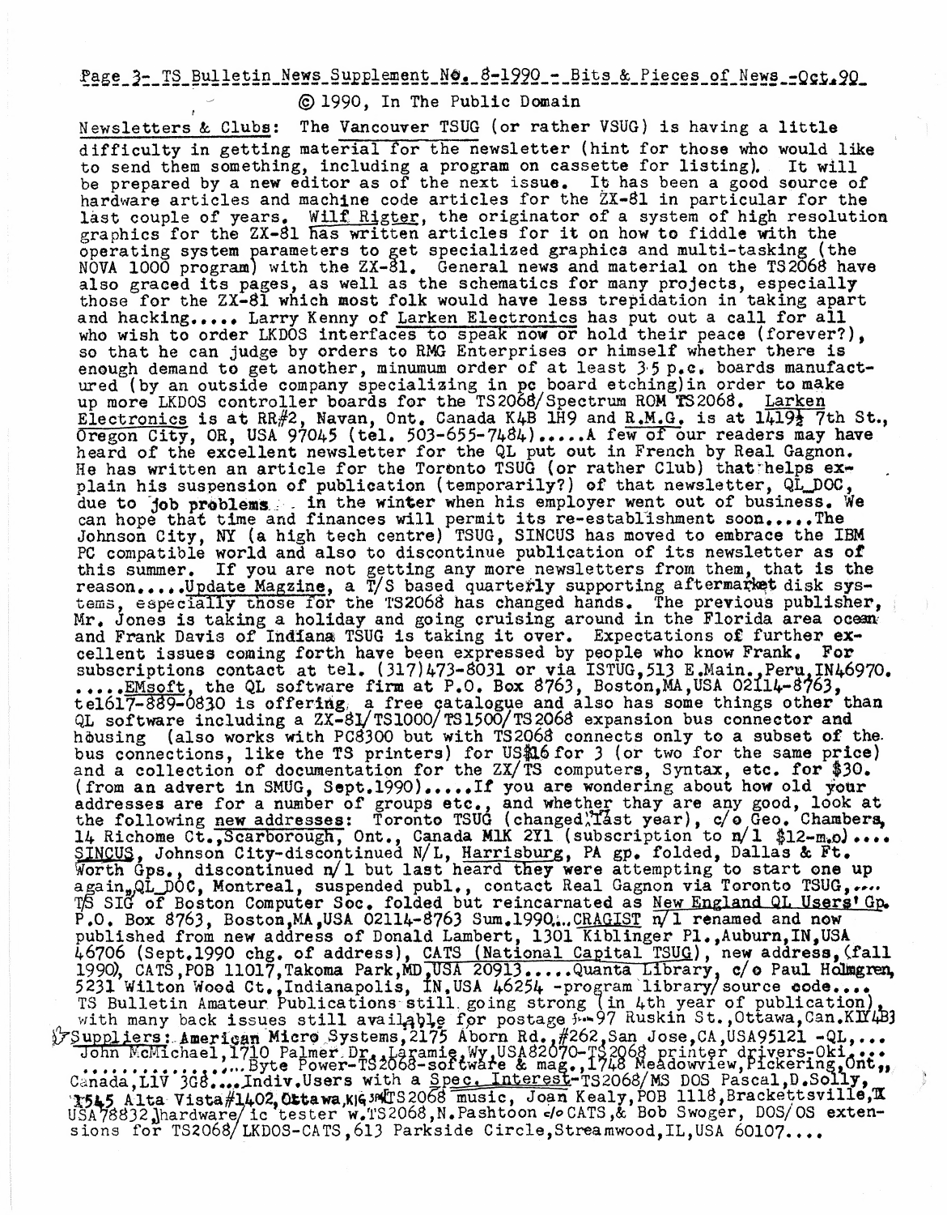Page 3- TS Bulletin News Supplement No. 8-1990 - Bits & Pieces of News -Oct.90

© 1990, In The Public Domain

Newsletters & Clubs: The Vancouver TSUG (or rather VSUG) is having a little difficulty in getting material for the newsletter (hint for those who would like to send them something, including a program on cassette for listing). It will be prepared by a new editor as of the next issue. It has been a good source of hardware articles and machine code articles for the ZX-81 in particular for the last couple of years. Wilf Rigter, the originator of a system of high resolution graphics for the ZX-81 has written articles for it on how to fiddle with the operating system parameters to get specialized graphics and multi-tasking (the NOVA 1000 program) with the ZX-81. General news and material on the TS2068 have also graced its pages, as well as the schematics for many projects, especially those for the ZX-81 which most folk would have less trepidation in taking apart and hacking..... Larry Kenny of Larken Electronics has put out a call for all who wish to order LKDOS interfaces to speak now or hold their peace (forever?), so that he can judge by orders to RMG Enterprises or himself whether there is enough demand to get another, minumum order of at least 35 p.c. boards manufactured (by an outside company specializing in pc board etching)in order to make up more LKDOS controller boards for the TS2068/Spectrum ROM TS2068. Larken Electronics is at RR#2, Navan, Ont. Canada K4B 1H9 and R.M.G. is at 1419½ 7th St., Oregon City, OR, USA 97045 (tel. 503-655-7484).....A few of our readers may have heard of the excellent newsletter for the QL put out in French by Real Gagnon. He has written an article for the Toronto TSUG (or rather Club) that helps explain his suspension of publication (temporarily?) of that newsletter, QL_DOC, due to job problems. in the winter when his employer went out of business. We can hope that time and finances will permit its re-establishment soon.....The Johnson City, NY (a high tech centre) TSUG, SINCUS has moved to embrace the IBM PC compatible world and also to discontinue publication of its newsletter as of this summer. If you are not getting any more newsletters from them, that is the reason.....Update Magzine, a T/S based quarterly supporting aftermarket disk systems, especially those for the TS2068 has changed hands. The previous publisher, Mr. Jones is taking a holiday and going cruising around in the Florida area ocean and Frank Davis of Indiana TSUG is taking it over. Expectations of further excellent issues coming forth have been expressed by people who know Frank. For subscriptions contact at tel. (317)473-8031 or via ISTUG,513 E.Main.,Peru,IN46970. .....EMsoft, the QL software firm at P.O. Box 8763, Boston,MA,USA 02114-8763, tel617-889-0830 is offering a free catalogue and also has some things other than QL software including a ZX-81/TS1000/TS1500/TS2068 expansion bus connector and housing (also works with PC8300 but with TS2068 connects only to a subset of the bus connections, like the TS printers) for US$16 for 3 (or two for the same price) and a collection of documentation for the ZX/TS computers, Syntax, etc. for $30. (from an advert in SMUG, Sept.1990).....If you are wondering about how old your addresses are for a number of groups etc., and whether thay are any good, look at the following new addresses: Toronto TSUG (changed last year), c/o Geo. Chambers, 14 Richome Ct.,Scarborough, Ont., Canada M1K 2Y1 (subscription to n/l $12-m.o)..... SINCUS, Johnson City-discontinued N/L, Harrisburg, PA gp. folded, Dallas & Ft. Worth Gps., discontinued n/l but last heard they were attempting to start one up again, QL_DOC, Montreal, suspended publ., contact Real Gagnon via Toronto TSUG,.... T/S SIG of Boston Computer Soc. folded but reincarnated as New England QL Users' Gp. P.O. Box 8763, Boston,MA,USA 02114-8763 Sum.1990...CRAGIST n/l renamed and now published from new address of Donald Lambert, 1301 Kiblinger Pl.,Auburn,IN,USA 46706 (Sept.1990 chg. of address), CATS (National Capital TSUG), new address,(fall 1990), CATS,POB 11017,Takoma Park,MD,USA 20913.....Quanta Library, c/o Paul Holmgren, 5231 Wilton Wood Ct.,Indianapolis, IN,USA 46254 -program library/source code.... TS Bulletin Amateur Publications still going strong (in 4th year of publication), with many back issues still available for postage 5--97 Ruskin St.,Ottawa,Can.K1Y4B3

Suppliers: American Micro Systems,2175 Aborn Rd.,#262,San Jose,CA,USA95121 -QL,... John McMichael,1710 Palmer Dr.,Laramie,Wy,USA82070-TS2068 printer drivers-Oki,.... ................Byte Power-TS2068-software & mag.,1748 Meadowview,Pickering,Ont., Canada,L1V 3G8....Indiv.Users with a Spec. Interest-TS2068/MS DOS Pascal,D.Solly, 1545 Alta Vista#1402,Ottawa,K1G3P4TS2068 music, Joan Kealy,POB 1118,Brackettsville,TX USA78832,hardware/ic tester w.TS2068,N.Pashtoon c/o CATS,& Bob Swoger, DOS/OS extensions for TS2068/LKDOS-CATS,613 Parkside Circle,Streamwood,IL,USA 60107....